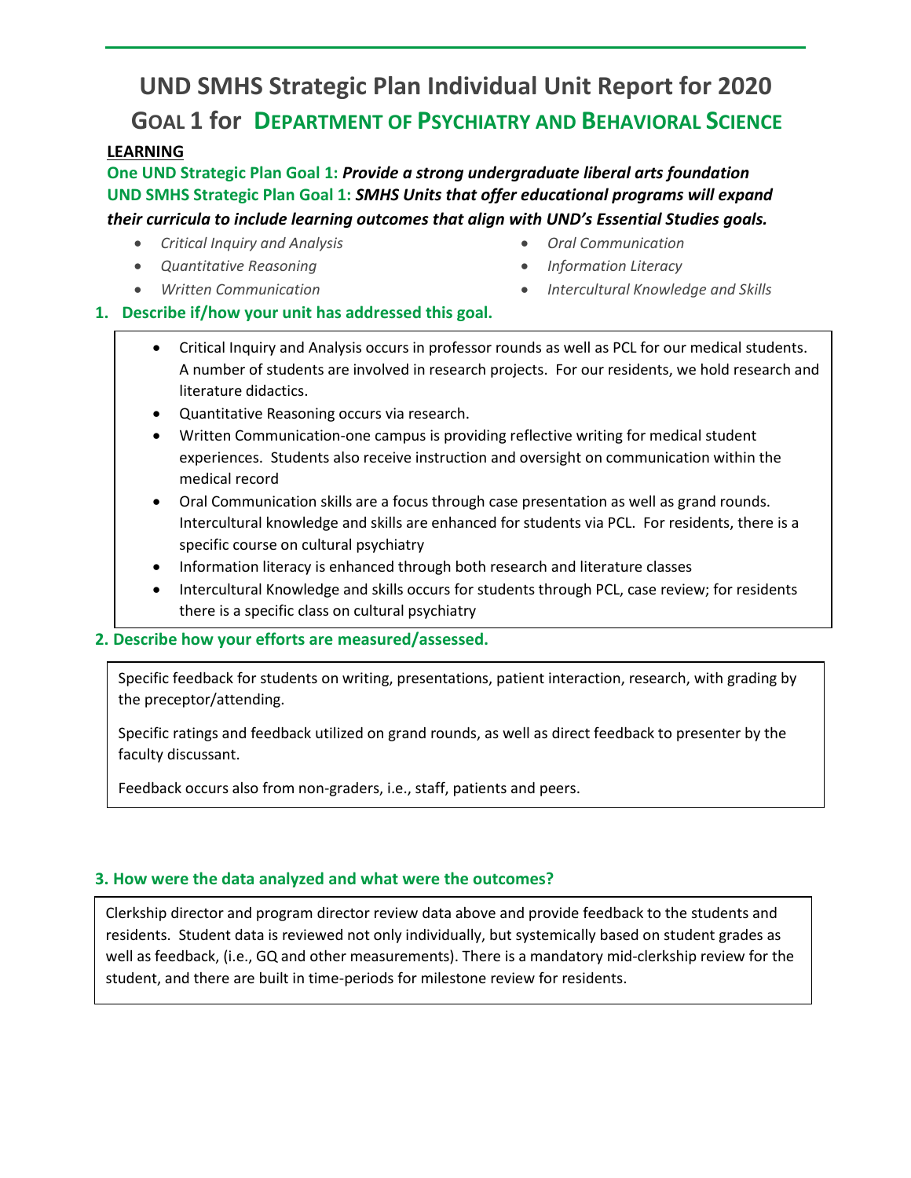# UND SMHS Strategic Plan Individual Unit Report for 2020

## GOAL 1 for DEPARTMENT OF PSYCHIATRY AND BEHAVIORAL SCIENCE

**LEARNING**

**One UND Strategic Plan Goal 1:** ***Provide a strong undergraduate liberal arts foundation***
**UND SMHS Strategic Plan Goal 1:** ***SMHS Units that offer educational programs will expand their curricula to include learning outcomes that align with UND's Essential Studies goals.***

- *Critical Inquiry and Analysis*
- *Quantitative Reasoning*
- *Written Communication*
- *Oral Communication*
- *Information Literacy*
- *Intercultural Knowledge and Skills*

### 1. Describe if/how your unit has addressed this goal.

- Critical Inquiry and Analysis occurs in professor rounds as well as PCL for our medical students. A number of students are involved in research projects. For our residents, we hold research and literature didactics.
- Quantitative Reasoning occurs via research.
- Written Communication-one campus is providing reflective writing for medical student experiences. Students also receive instruction and oversight on communication within the medical record
- Oral Communication skills are a focus through case presentation as well as grand rounds. Intercultural knowledge and skills are enhanced for students via PCL. For residents, there is a specific course on cultural psychiatry
- Information literacy is enhanced through both research and literature classes
- Intercultural Knowledge and skills occurs for students through PCL, case review; for residents there is a specific class on cultural psychiatry

### 2. Describe how your efforts are measured/assessed.

Specific feedback for students on writing, presentations, patient interaction, research, with grading by the preceptor/attending.

Specific ratings and feedback utilized on grand rounds, as well as direct feedback to presenter by the faculty discussant.

Feedback occurs also from non-graders, i.e., staff, patients and peers.

### 3. How were the data analyzed and what were the outcomes?

Clerkship director and program director review data above and provide feedback to the students and residents. Student data is reviewed not only individually, but systemically based on student grades as well as feedback, (i.e., GQ and other measurements). There is a mandatory mid-clerkship review for the student, and there are built in time-periods for milestone review for residents.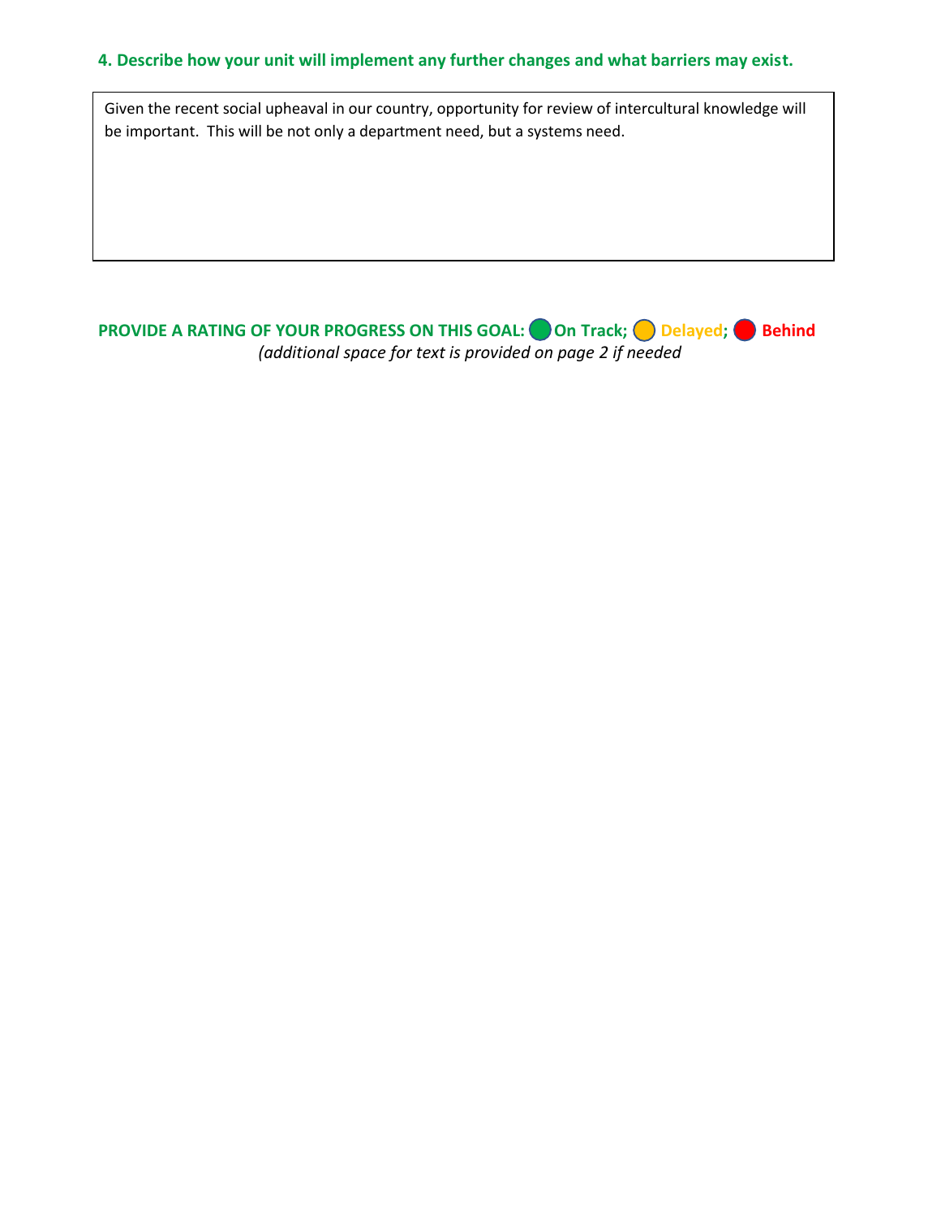### 4. Describe how your unit will implement any further changes and what barriers may exist.

Given the recent social upheaval in our country, opportunity for review of intercultural knowledge will be important. This will be not only a department need, but a systems need.

**PROVIDE A RATING OF YOUR PROGRESS ON THIS GOAL:** On Track; Delayed; Behind

*(additional space for text is provided on page 2 if needed*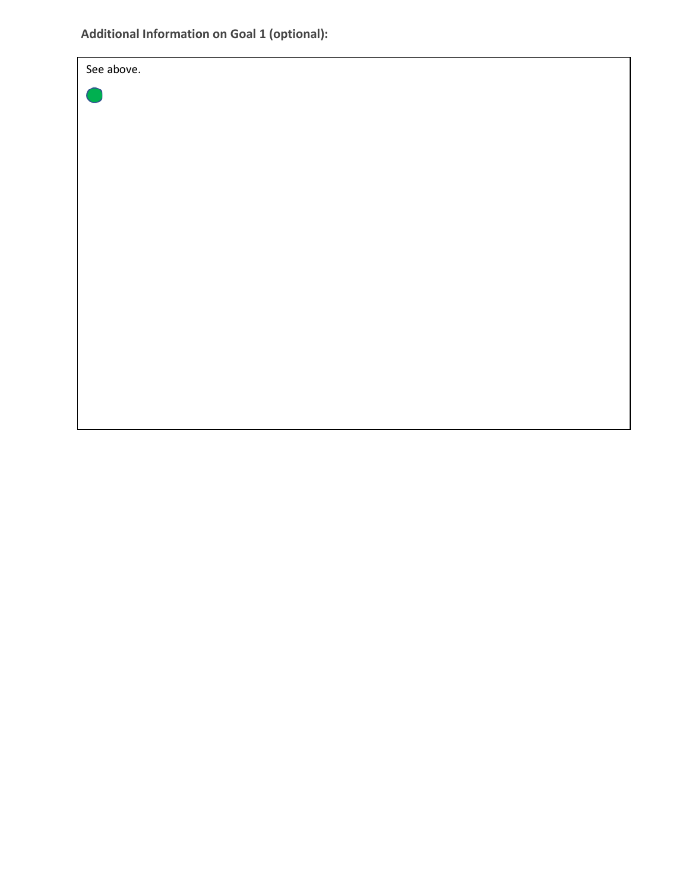**Additional Information on Goal 1 (optional):**

See above.